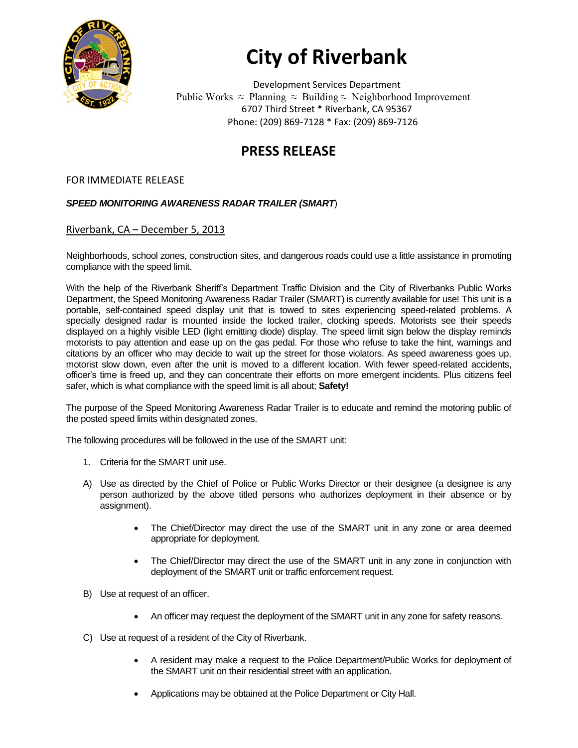# City of Riverbank

Development Services Department
Public Works ≈ Planning ≈ Building ≈ Neighborhood Improvement
6707 Third Street * Riverbank, CA 95367
Phone: (209) 869-7128 * Fax: (209) 869-7126

## PRESS RELEASE

FOR IMMEDIATE RELEASE

***SPEED MONITORING AWARENESS RADAR TRAILER (SMART)***

Riverbank, CA – December 5, 2013

Neighborhoods, school zones, construction sites, and dangerous roads could use a little assistance in promoting compliance with the speed limit.

With the help of the Riverbank Sheriff's Department Traffic Division and the City of Riverbanks Public Works Department, the Speed Monitoring Awareness Radar Trailer (SMART) is currently available for use! This unit is a portable, self-contained speed display unit that is towed to sites experiencing speed-related problems. A specially designed radar is mounted inside the locked trailer, clocking speeds. Motorists see their speeds displayed on a highly visible LED (light emitting diode) display. The speed limit sign below the display reminds motorists to pay attention and ease up on the gas pedal. For those who refuse to take the hint, warnings and citations by an officer who may decide to wait up the street for those violators. As speed awareness goes up, motorist slow down, even after the unit is moved to a different location. With fewer speed-related accidents, officer's time is freed up, and they can concentrate their efforts on more emergent incidents. Plus citizens feel safer, which is what compliance with the speed limit is all about; **Safety!**

The purpose of the Speed Monitoring Awareness Radar Trailer is to educate and remind the motoring public of the posted speed limits within designated zones.

The following procedures will be followed in the use of the SMART unit:

1. Criteria for the SMART unit use.

A) Use as directed by the Chief of Police or Public Works Director or their designee (a designee is any person authorized by the above titled persons who authorizes deployment in their absence or by assignment).

- The Chief/Director may direct the use of the SMART unit in any zone or area deemed appropriate for deployment.
- The Chief/Director may direct the use of the SMART unit in any zone in conjunction with deployment of the SMART unit or traffic enforcement request.

B) Use at request of an officer.

- An officer may request the deployment of the SMART unit in any zone for safety reasons.

C) Use at request of a resident of the City of Riverbank.

- A resident may make a request to the Police Department/Public Works for deployment of the SMART unit on their residential street with an application.
- Applications may be obtained at the Police Department or City Hall.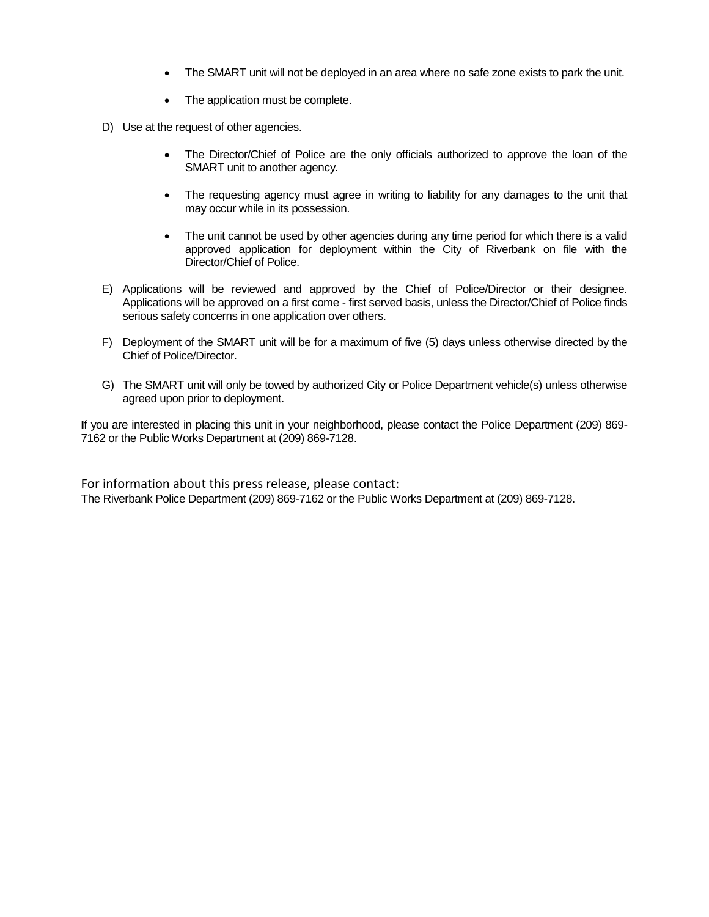- The SMART unit will not be deployed in an area where no safe zone exists to park the unit.
- The application must be complete.

D) Use at the request of other agencies.

- The Director/Chief of Police are the only officials authorized to approve the loan of the SMART unit to another agency.
- The requesting agency must agree in writing to liability for any damages to the unit that may occur while in its possession.
- The unit cannot be used by other agencies during any time period for which there is a valid approved application for deployment within the City of Riverbank on file with the Director/Chief of Police.

E) Applications will be reviewed and approved by the Chief of Police/Director or their designee. Applications will be approved on a first come - first served basis, unless the Director/Chief of Police finds serious safety concerns in one application over others.

F) Deployment of the SMART unit will be for a maximum of five (5) days unless otherwise directed by the Chief of Police/Director.

G) The SMART unit will only be towed by authorized City or Police Department vehicle(s) unless otherwise agreed upon prior to deployment.

**I**f you are interested in placing this unit in your neighborhood, please contact the Police Department (209) 869-7162 or the Public Works Department at (209) 869-7128.

For information about this press release, please contact:
The Riverbank Police Department (209) 869-7162 or the Public Works Department at (209) 869-7128.